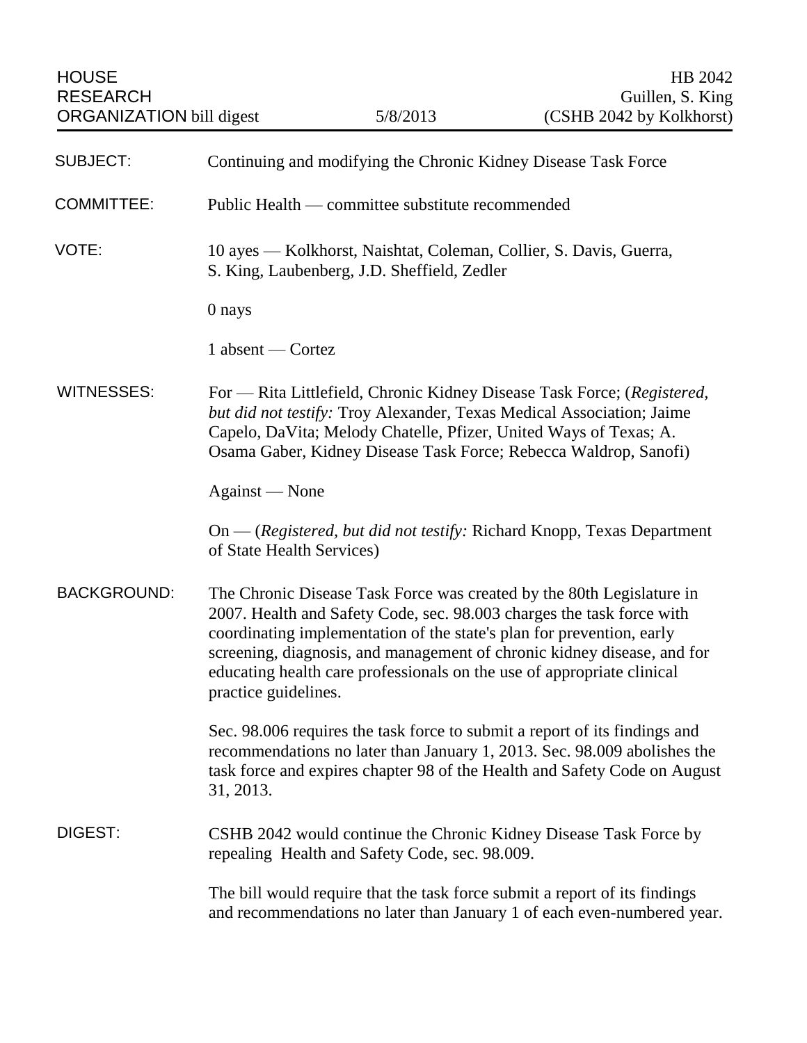HOUSE RESEARCH ORGANIZATION bill digest | 5/8/2013 | HB 2042 Guillen, S. King (CSHB 2042 by Kolkhorst)

**SUBJECT:** Continuing and modifying the Chronic Kidney Disease Task Force

**COMMITTEE:** Public Health — committee substitute recommended

**VOTE:** 10 ayes — Kolkhorst, Naishtat, Coleman, Collier, S. Davis, Guerra, S. King, Laubenberg, J.D. Sheffield, Zedler

0 nays

1 absent — Cortez

**WITNESSES:** For — Rita Littlefield, Chronic Kidney Disease Task Force; (*Registered, but did not testify:* Troy Alexander, Texas Medical Association; Jaime Capelo, DaVita; Melody Chatelle, Pfizer, United Ways of Texas; A. Osama Gaber, Kidney Disease Task Force; Rebecca Waldrop, Sanofi)

Against — None

On — (*Registered, but did not testify:* Richard Knopp, Texas Department of State Health Services)

**BACKGROUND:** The Chronic Disease Task Force was created by the 80th Legislature in 2007. Health and Safety Code, sec. 98.003 charges the task force with coordinating implementation of the state's plan for prevention, early screening, diagnosis, and management of chronic kidney disease, and for educating health care professionals on the use of appropriate clinical practice guidelines.

Sec. 98.006 requires the task force to submit a report of its findings and recommendations no later than January 1, 2013. Sec. 98.009 abolishes the task force and expires chapter 98 of the Health and Safety Code on August 31, 2013.

**DIGEST:** CSHB 2042 would continue the Chronic Kidney Disease Task Force by repealing Health and Safety Code, sec. 98.009.

The bill would require that the task force submit a report of its findings and recommendations no later than January 1 of each even-numbered year.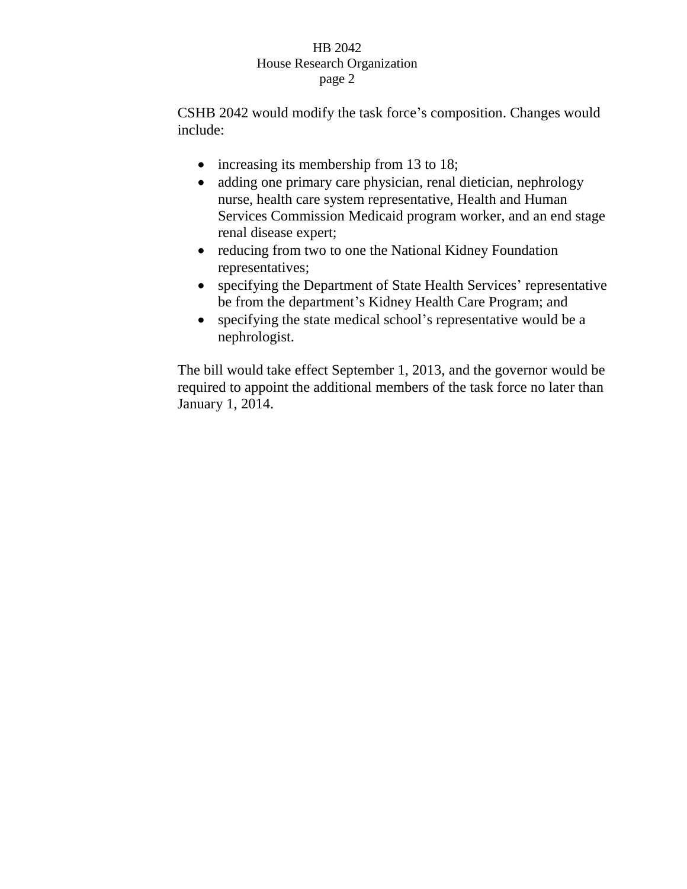CSHB 2042 would modify the task force's composition. Changes would include:

- increasing its membership from 13 to 18;
- adding one primary care physician, renal dietician, nephrology nurse, health care system representative, Health and Human Services Commission Medicaid program worker, and an end stage renal disease expert;
- reducing from two to one the National Kidney Foundation representatives;
- specifying the Department of State Health Services' representative be from the department's Kidney Health Care Program; and
- specifying the state medical school's representative would be a nephrologist.

The bill would take effect September 1, 2013, and the governor would be required to appoint the additional members of the task force no later than January 1, 2014.